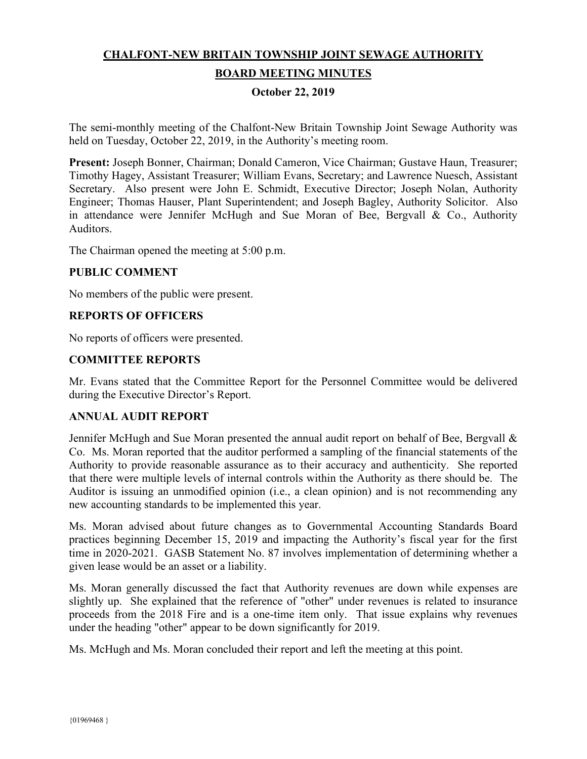**CHALFONT-NEW BRITAIN TOWNSHIP JOINT SEWAGE AUTHORITY**

**BOARD MEETING MINUTES**

**October 22, 2019**

The semi-monthly meeting of the Chalfont-New Britain Township Joint Sewage Authority was held on Tuesday, October 22, 2019, in the Authority's meeting room.

**Present:** Joseph Bonner, Chairman; Donald Cameron, Vice Chairman; Gustave Haun, Treasurer; Timothy Hagey, Assistant Treasurer; William Evans, Secretary; and Lawrence Nuesch, Assistant Secretary. Also present were John E. Schmidt, Executive Director; Joseph Nolan, Authority Engineer; Thomas Hauser, Plant Superintendent; and Joseph Bagley, Authority Solicitor. Also in attendance were Jennifer McHugh and Sue Moran of Bee, Bergvall & Co., Authority Auditors.

The Chairman opened the meeting at 5:00 p.m.

## PUBLIC COMMENT

No members of the public were present.

## REPORTS OF OFFICERS

No reports of officers were presented.

## COMMITTEE REPORTS

Mr. Evans stated that the Committee Report for the Personnel Committee would be delivered during the Executive Director's Report.

## ANNUAL AUDIT REPORT

Jennifer McHugh and Sue Moran presented the annual audit report on behalf of Bee, Bergvall & Co. Ms. Moran reported that the auditor performed a sampling of the financial statements of the Authority to provide reasonable assurance as to their accuracy and authenticity. She reported that there were multiple levels of internal controls within the Authority as there should be. The Auditor is issuing an unmodified opinion (i.e., a clean opinion) and is not recommending any new accounting standards to be implemented this year.

Ms. Moran advised about future changes as to Governmental Accounting Standards Board practices beginning December 15, 2019 and impacting the Authority's fiscal year for the first time in 2020-2021. GASB Statement No. 87 involves implementation of determining whether a given lease would be an asset or a liability.

Ms. Moran generally discussed the fact that Authority revenues are down while expenses are slightly up. She explained that the reference of "other" under revenues is related to insurance proceeds from the 2018 Fire and is a one-time item only. That issue explains why revenues under the heading "other" appear to be down significantly for 2019.

Ms. McHugh and Ms. Moran concluded their report and left the meeting at this point.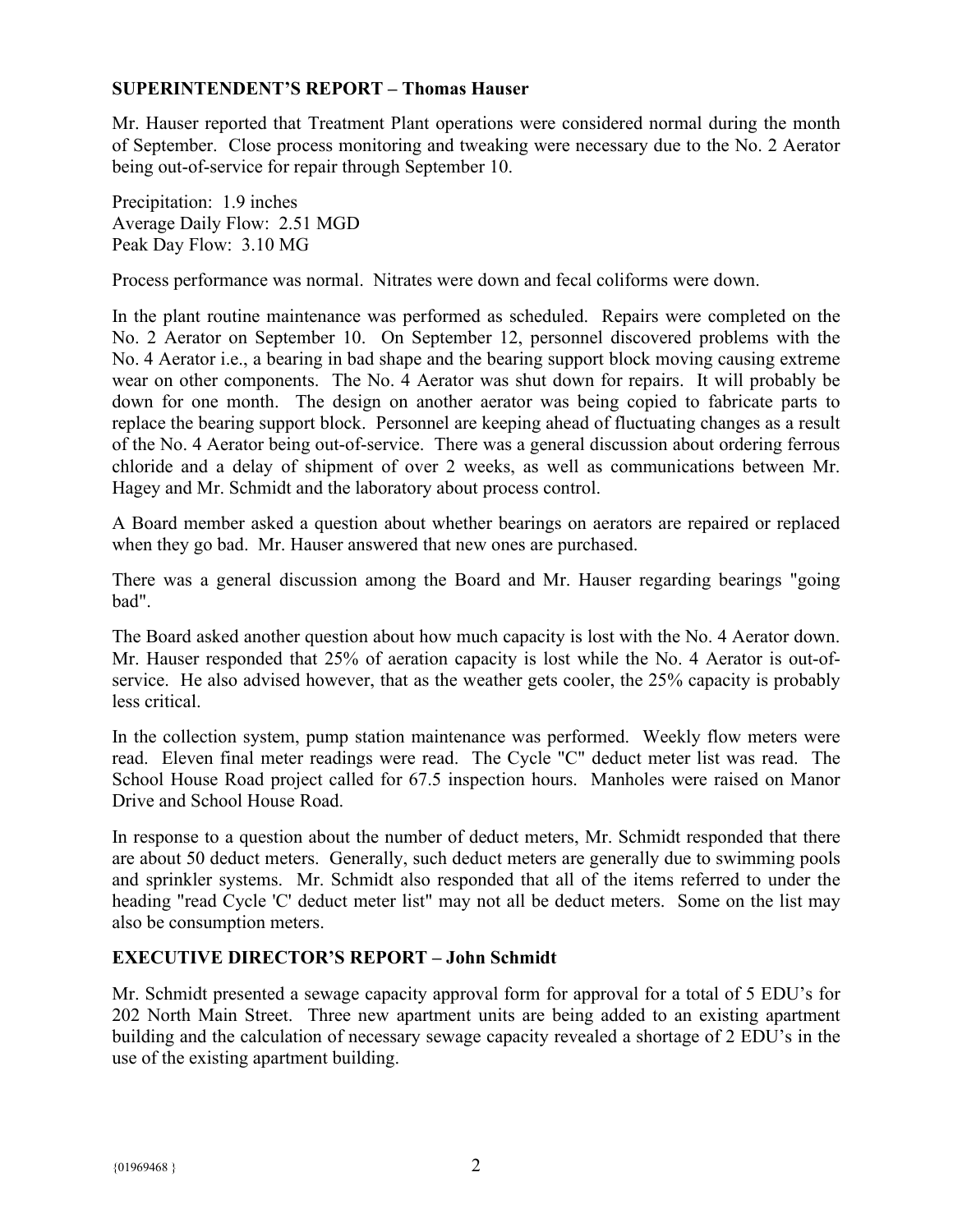**SUPERINTENDENT'S REPORT – Thomas Hauser**

Mr. Hauser reported that Treatment Plant operations were considered normal during the month of September. Close process monitoring and tweaking were necessary due to the No. 2 Aerator being out-of-service for repair through September 10.

Precipitation: 1.9 inches
Average Daily Flow: 2.51 MGD
Peak Day Flow: 3.10 MG

Process performance was normal. Nitrates were down and fecal coliforms were down.

In the plant routine maintenance was performed as scheduled. Repairs were completed on the No. 2 Aerator on September 10. On September 12, personnel discovered problems with the No. 4 Aerator i.e., a bearing in bad shape and the bearing support block moving causing extreme wear on other components. The No. 4 Aerator was shut down for repairs. It will probably be down for one month. The design on another aerator was being copied to fabricate parts to replace the bearing support block. Personnel are keeping ahead of fluctuating changes as a result of the No. 4 Aerator being out-of-service. There was a general discussion about ordering ferrous chloride and a delay of shipment of over 2 weeks, as well as communications between Mr. Hagey and Mr. Schmidt and the laboratory about process control.

A Board member asked a question about whether bearings on aerators are repaired or replaced when they go bad. Mr. Hauser answered that new ones are purchased.

There was a general discussion among the Board and Mr. Hauser regarding bearings "going bad".

The Board asked another question about how much capacity is lost with the No. 4 Aerator down. Mr. Hauser responded that 25% of aeration capacity is lost while the No. 4 Aerator is out-of-service. He also advised however, that as the weather gets cooler, the 25% capacity is probably less critical.

In the collection system, pump station maintenance was performed. Weekly flow meters were read. Eleven final meter readings were read. The Cycle "C" deduct meter list was read. The School House Road project called for 67.5 inspection hours. Manholes were raised on Manor Drive and School House Road.

In response to a question about the number of deduct meters, Mr. Schmidt responded that there are about 50 deduct meters. Generally, such deduct meters are generally due to swimming pools and sprinkler systems. Mr. Schmidt also responded that all of the items referred to under the heading "read Cycle 'C' deduct meter list" may not all be deduct meters. Some on the list may also be consumption meters.

**EXECUTIVE DIRECTOR'S REPORT – John Schmidt**

Mr. Schmidt presented a sewage capacity approval form for approval for a total of 5 EDU's for 202 North Main Street. Three new apartment units are being added to an existing apartment building and the calculation of necessary sewage capacity revealed a shortage of 2 EDU's in the use of the existing apartment building.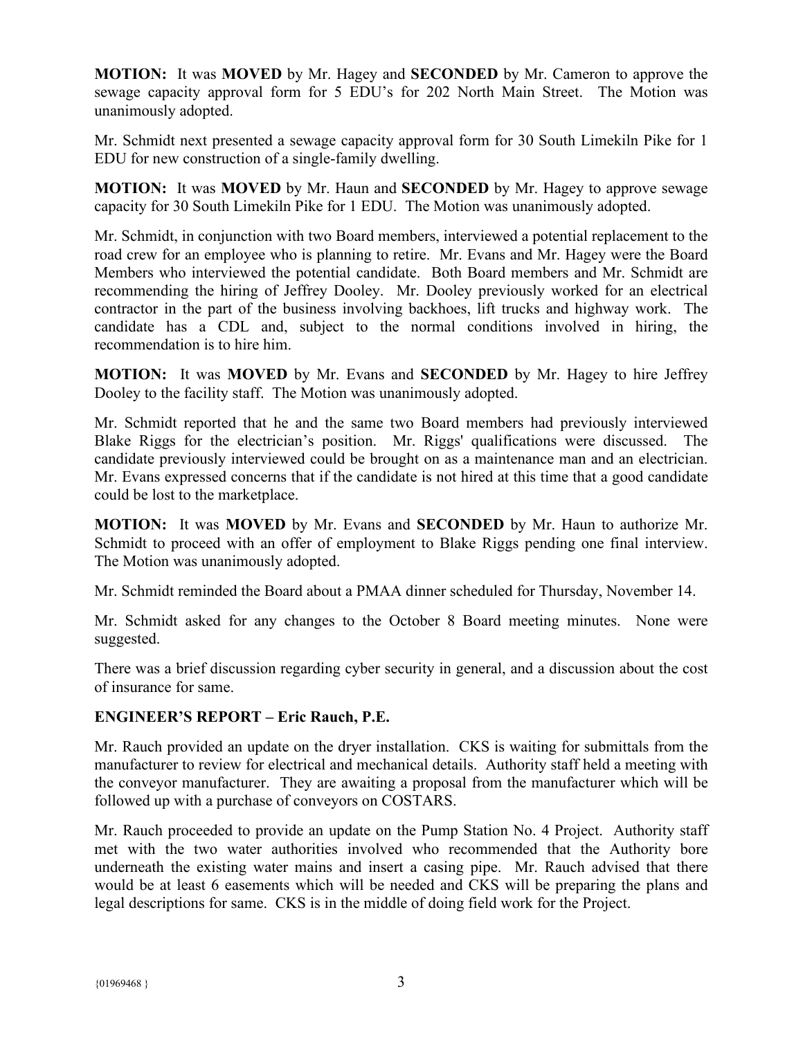**MOTION:** It was **MOVED** by Mr. Hagey and **SECONDED** by Mr. Cameron to approve the sewage capacity approval form for 5 EDU's for 202 North Main Street. The Motion was unanimously adopted.

Mr. Schmidt next presented a sewage capacity approval form for 30 South Limekiln Pike for 1 EDU for new construction of a single-family dwelling.

**MOTION:** It was **MOVED** by Mr. Haun and **SECONDED** by Mr. Hagey to approve sewage capacity for 30 South Limekiln Pike for 1 EDU. The Motion was unanimously adopted.

Mr. Schmidt, in conjunction with two Board members, interviewed a potential replacement to the road crew for an employee who is planning to retire. Mr. Evans and Mr. Hagey were the Board Members who interviewed the potential candidate. Both Board members and Mr. Schmidt are recommending the hiring of Jeffrey Dooley. Mr. Dooley previously worked for an electrical contractor in the part of the business involving backhoes, lift trucks and highway work. The candidate has a CDL and, subject to the normal conditions involved in hiring, the recommendation is to hire him.

**MOTION:** It was **MOVED** by Mr. Evans and **SECONDED** by Mr. Hagey to hire Jeffrey Dooley to the facility staff. The Motion was unanimously adopted.

Mr. Schmidt reported that he and the same two Board members had previously interviewed Blake Riggs for the electrician's position. Mr. Riggs' qualifications were discussed. The candidate previously interviewed could be brought on as a maintenance man and an electrician. Mr. Evans expressed concerns that if the candidate is not hired at this time that a good candidate could be lost to the marketplace.

**MOTION:** It was **MOVED** by Mr. Evans and **SECONDED** by Mr. Haun to authorize Mr. Schmidt to proceed with an offer of employment to Blake Riggs pending one final interview. The Motion was unanimously adopted.

Mr. Schmidt reminded the Board about a PMAA dinner scheduled for Thursday, November 14.

Mr. Schmidt asked for any changes to the October 8 Board meeting minutes. None were suggested.

There was a brief discussion regarding cyber security in general, and a discussion about the cost of insurance for same.

**ENGINEER'S REPORT – Eric Rauch, P.E.**

Mr. Rauch provided an update on the dryer installation. CKS is waiting for submittals from the manufacturer to review for electrical and mechanical details. Authority staff held a meeting with the conveyor manufacturer. They are awaiting a proposal from the manufacturer which will be followed up with a purchase of conveyors on COSTARS.

Mr. Rauch proceeded to provide an update on the Pump Station No. 4 Project. Authority staff met with the two water authorities involved who recommended that the Authority bore underneath the existing water mains and insert a casing pipe. Mr. Rauch advised that there would be at least 6 easements which will be needed and CKS will be preparing the plans and legal descriptions for same. CKS is in the middle of doing field work for the Project.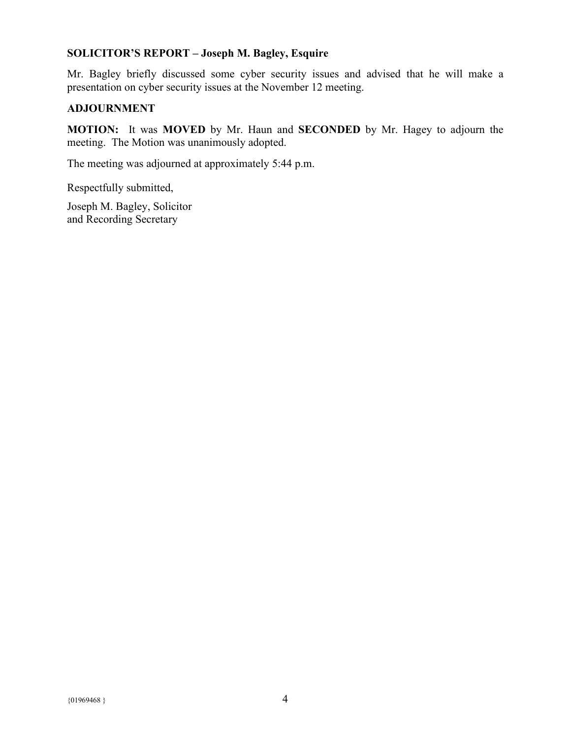**SOLICITOR'S REPORT – Joseph M. Bagley, Esquire**

Mr. Bagley briefly discussed some cyber security issues and advised that he will make a presentation on cyber security issues at the November 12 meeting.

**ADJOURNMENT**

**MOTION:** It was **MOVED** by Mr. Haun and **SECONDED** by Mr. Hagey to adjourn the meeting. The Motion was unanimously adopted.

The meeting was adjourned at approximately 5:44 p.m.

Respectfully submitted,

Joseph M. Bagley, Solicitor
and Recording Secretary

{01969468 }